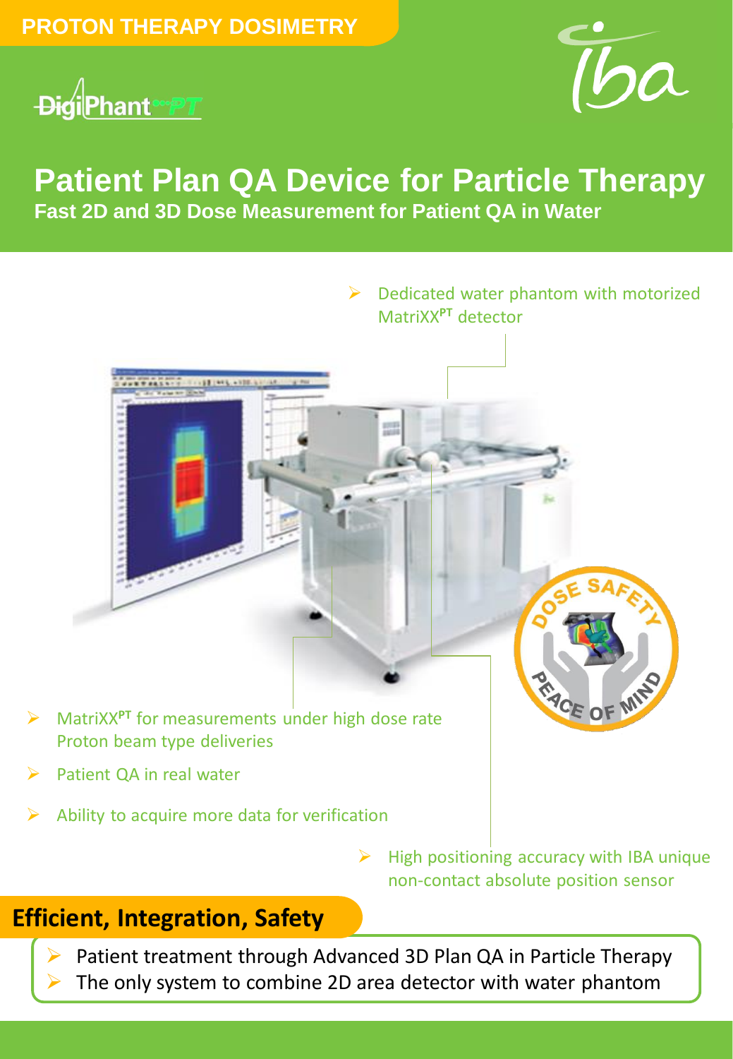PROTON THERAPY DOSIMETRY

DigiPhant PT

iba

# Patient Plan QA Device for Particle Therapy

**Fast 2D and 3D Dose Measurement for Patient QA in Water**

- Dedicated water phantom with motorized MatriXX[PT] detector
- MatriXX[PT] for measurements under high dose rate Proton beam type deliveries
- Patient QA in real water
- Ability to acquire more data for verification
- High positioning accuracy with IBA unique non-contact absolute position sensor

DOSE SAFETY PEACE OF MIND

## Efficient, Integration, Safety

- Patient treatment through Advanced 3D Plan QA in Particle Therapy
- The only system to combine 2D area detector with water phantom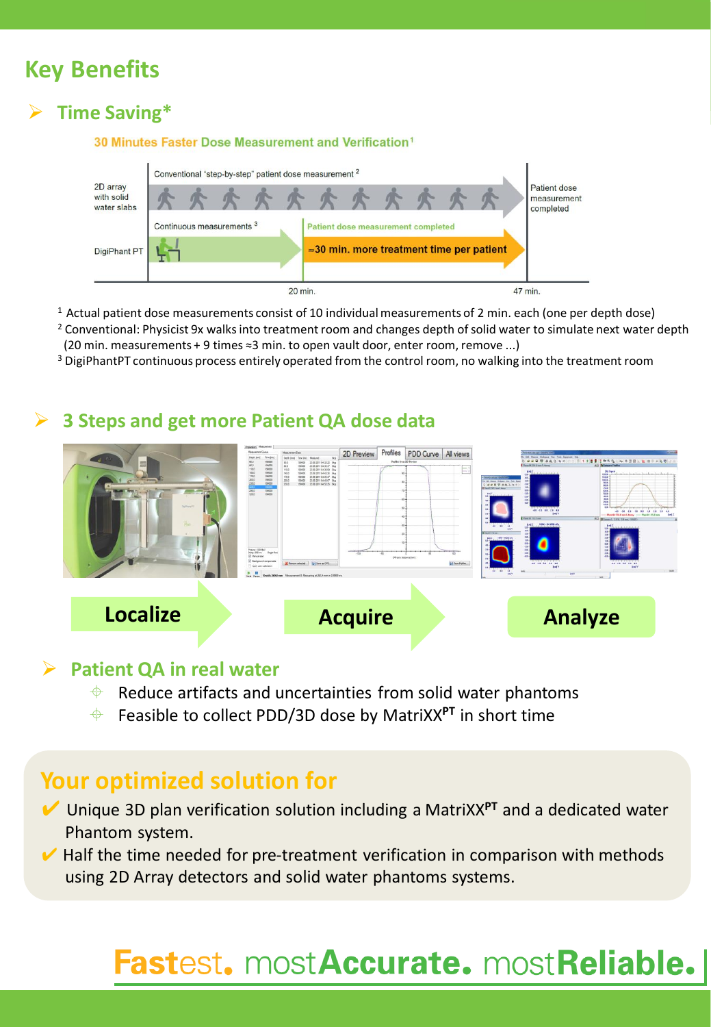## Key Benefits

### ➢ Time Saving*

**30 Minutes Faster Dose Measurement and Verification[1]**

| | | | |
|---|---|---|---|
| 2D array with solid water slabs | Conventional "step-by-step" patient dose measurement[2] | | Patient dose measurement completed |
| DigiPhant PT | Continuous measurements[3] | Patient dose measurement completed — ≈30 min. more treatment time per patient | |
| | 20 min. | 47 min. | |

[1] Actual patient dose measurements consist of 10 individual measurements of 2 min. each (one per depth dose)

[2] Conventional: Physicist 9x walks into treatment room and changes depth of solid water to simulate next water depth (20 min. measurements + 9 times ≈3 min. to open vault door, enter room, remove ...)

[3] DigiPhantPT continuous process entirely operated from the control room, no walking into the treatment room

### ➢ 3 Steps and get more Patient QA dose data

**Localize** → **Acquire** → **Analyze**

### ➢ Patient QA in real water

- Reduce artifacts and uncertainties from solid water phantoms
- Feasible to collect PDD/3D dose by MatriXX[PT] in short time

## Your optimized solution for

- ✔ Unique 3D plan verification solution including a MatriXX[PT] and a dedicated water Phantom system.
- ✔ Half the time needed for pre-treatment verification in comparison with methods using 2D Array detectors and solid water phantoms systems.

**Fastest. mostAccurate. mostReliable.**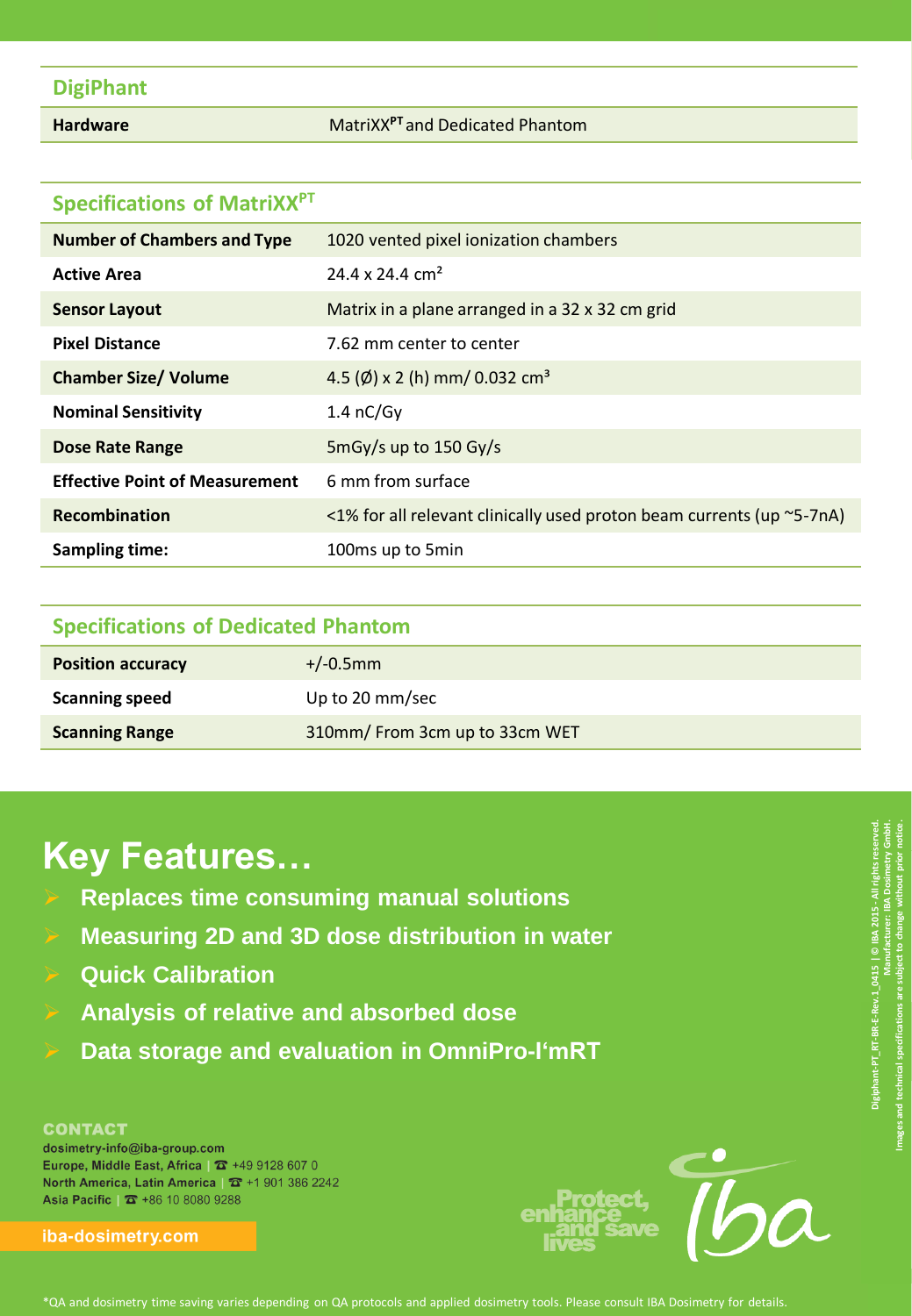## DigiPhant

| | |
|---|---|
| **Hardware** | MatriXX[PT] and Dedicated Phantom |

## Specifications of MatriXX[PT]

| | |
|---|---|
| **Number of Chambers and Type** | 1020 vented pixel ionization chambers |
| **Active Area** | 24.4 x 24.4 cm² |
| **Sensor Layout** | Matrix in a plane arranged in a 32 x 32 cm grid |
| **Pixel Distance** | 7.62 mm center to center |
| **Chamber Size/ Volume** | 4.5 (Ø) x 2 (h) mm/ 0.032 cm³ |
| **Nominal Sensitivity** | 1.4 nC/Gy |
| **Dose Rate Range** | 5mGy/s up to 150 Gy/s |
| **Effective Point of Measurement** | 6 mm from surface |
| **Recombination** | <1% for all relevant clinically used proton beam currents (up ~5-7nA) |
| **Sampling time:** | 100ms up to 5min |

## Specifications of Dedicated Phantom

| | |
|---|---|
| **Position accuracy** | +/-0.5mm |
| **Scanning speed** | Up to 20 mm/sec |
| **Scanning Range** | 310mm/ From 3cm up to 33cm WET |

# Key Features…

- **Replaces time consuming manual solutions**
- **Measuring 2D and 3D dose distribution in water**
- **Quick Calibration**
- **Analysis of relative and absorbed dose**
- **Data storage and evaluation in OmniPro-I'mRT**

**CONTACT**

dosimetry-info@iba-group.com
Europe, Middle East, Africa | ☎ +49 9128 607 0
North America, Latin America | ☎ +1 901 386 2242
Asia Pacific | ☎ +86 10 8080 9288

iba-dosimetry.com

Protect, enhance and save lives

iba

Digiphant-PT_RT-BR-E-Rev.1_0415 | © IBA 2015 - All rights reserved. Manufacturer: IBA Dosimetry GmbH. Images and technical specifications are subject to change without prior notice.

*QA and dosimetry time saving varies depending on QA protocols and applied dosimetry tools. Please consult IBA Dosimetry for details.